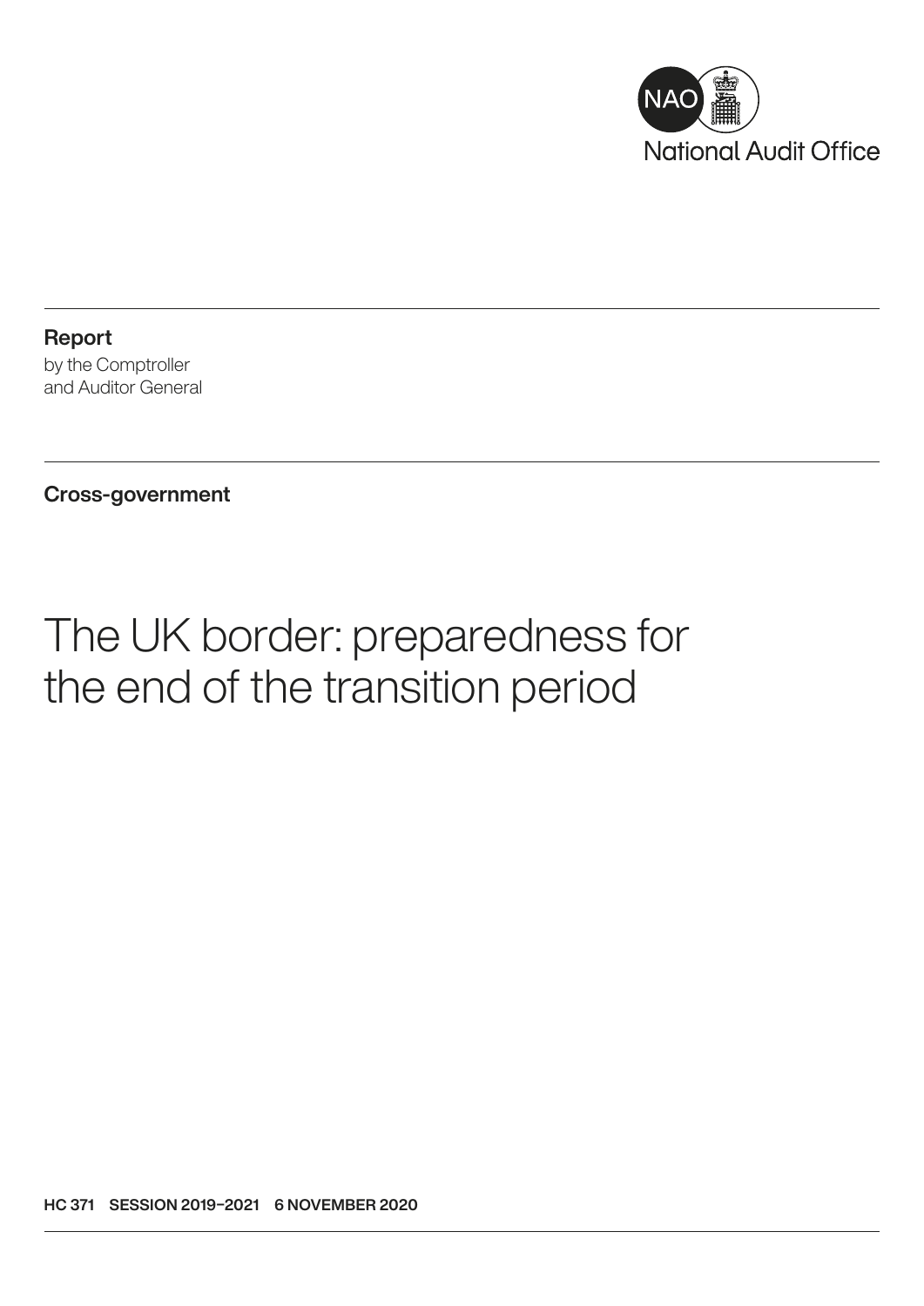National Audit Office

**Report**
by the Comptroller
and Auditor General

**Cross-government**

# The UK border: preparedness for the end of the transition period

**HC 371 SESSION 2019–2021 6 NOVEMBER 2020**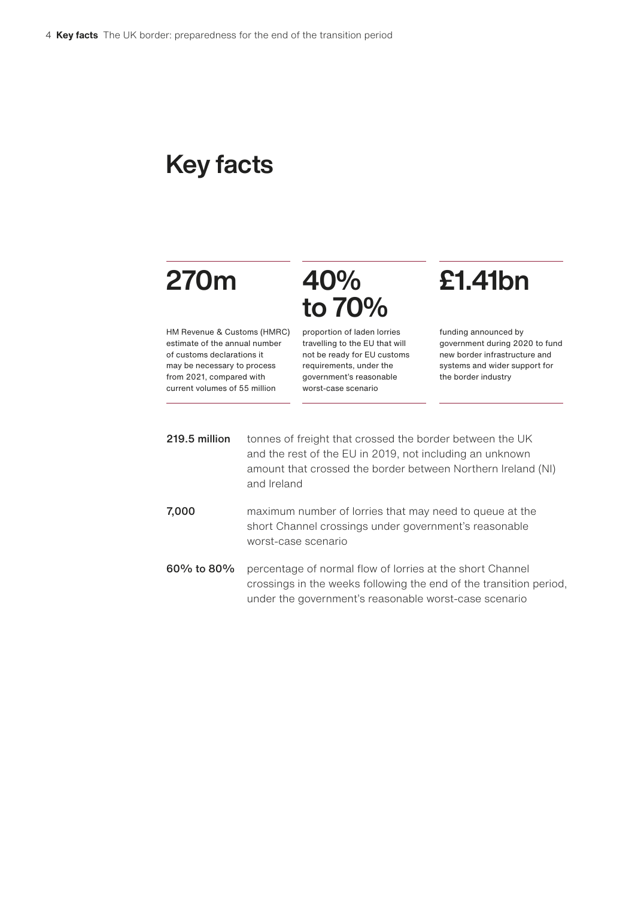# Key facts

**270m**

HM Revenue & Customs (HMRC) estimate of the annual number of customs declarations it may be necessary to process from 2021, compared with current volumes of 55 million

**40% to 70%**

proportion of laden lorries travelling to the EU that will not be ready for EU customs requirements, under the government's reasonable worst-case scenario

**£1.41bn**

funding announced by government during 2020 to fund new border infrastructure and systems and wider support for the border industry

**219.5 million** tonnes of freight that crossed the border between the UK and the rest of the EU in 2019, not including an unknown amount that crossed the border between Northern Ireland (NI) and Ireland

**7,000** maximum number of lorries that may need to queue at the short Channel crossings under government's reasonable worst-case scenario

**60% to 80%** percentage of normal flow of lorries at the short Channel crossings in the weeks following the end of the transition period, under the government's reasonable worst-case scenario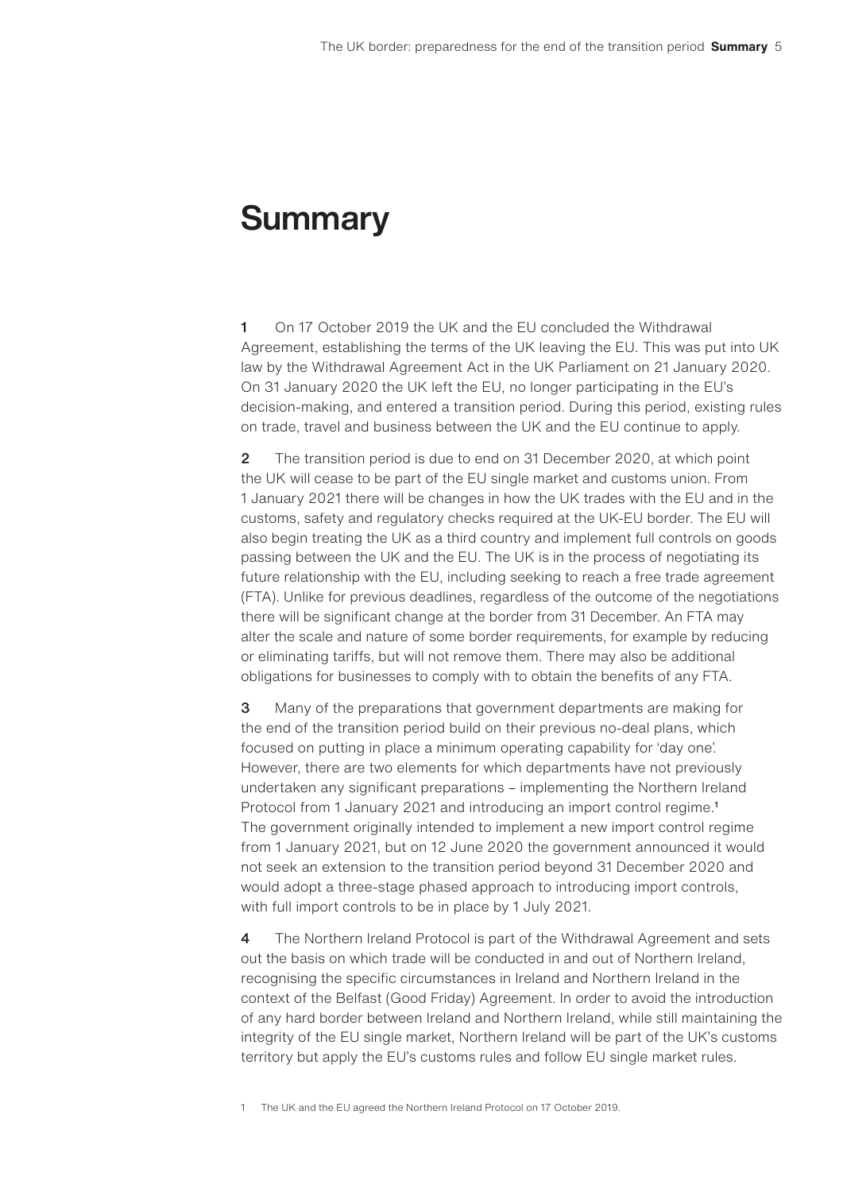# Summary

**1** On 17 October 2019 the UK and the EU concluded the Withdrawal Agreement, establishing the terms of the UK leaving the EU. This was put into UK law by the Withdrawal Agreement Act in the UK Parliament on 21 January 2020. On 31 January 2020 the UK left the EU, no longer participating in the EU's decision-making, and entered a transition period. During this period, existing rules on trade, travel and business between the UK and the EU continue to apply.

**2** The transition period is due to end on 31 December 2020, at which point the UK will cease to be part of the EU single market and customs union. From 1 January 2021 there will be changes in how the UK trades with the EU and in the customs, safety and regulatory checks required at the UK-EU border. The EU will also begin treating the UK as a third country and implement full controls on goods passing between the UK and the EU. The UK is in the process of negotiating its future relationship with the EU, including seeking to reach a free trade agreement (FTA). Unlike for previous deadlines, regardless of the outcome of the negotiations there will be significant change at the border from 31 December. An FTA may alter the scale and nature of some border requirements, for example by reducing or eliminating tariffs, but will not remove them. There may also be additional obligations for businesses to comply with to obtain the benefits of any FTA.

**3** Many of the preparations that government departments are making for the end of the transition period build on their previous no-deal plans, which focused on putting in place a minimum operating capability for 'day one'. However, there are two elements for which departments have not previously undertaken any significant preparations – implementing the Northern Ireland Protocol from 1 January 2021 and introducing an import control regime.[1] The government originally intended to implement a new import control regime from 1 January 2021, but on 12 June 2020 the government announced it would not seek an extension to the transition period beyond 31 December 2020 and would adopt a three-stage phased approach to introducing import controls, with full import controls to be in place by 1 July 2021.

**4** The Northern Ireland Protocol is part of the Withdrawal Agreement and sets out the basis on which trade will be conducted in and out of Northern Ireland, recognising the specific circumstances in Ireland and Northern Ireland in the context of the Belfast (Good Friday) Agreement. In order to avoid the introduction of any hard border between Ireland and Northern Ireland, while still maintaining the integrity of the EU single market, Northern Ireland will be part of the UK's customs territory but apply the EU's customs rules and follow EU single market rules.

1 The UK and the EU agreed the Northern Ireland Protocol on 17 October 2019.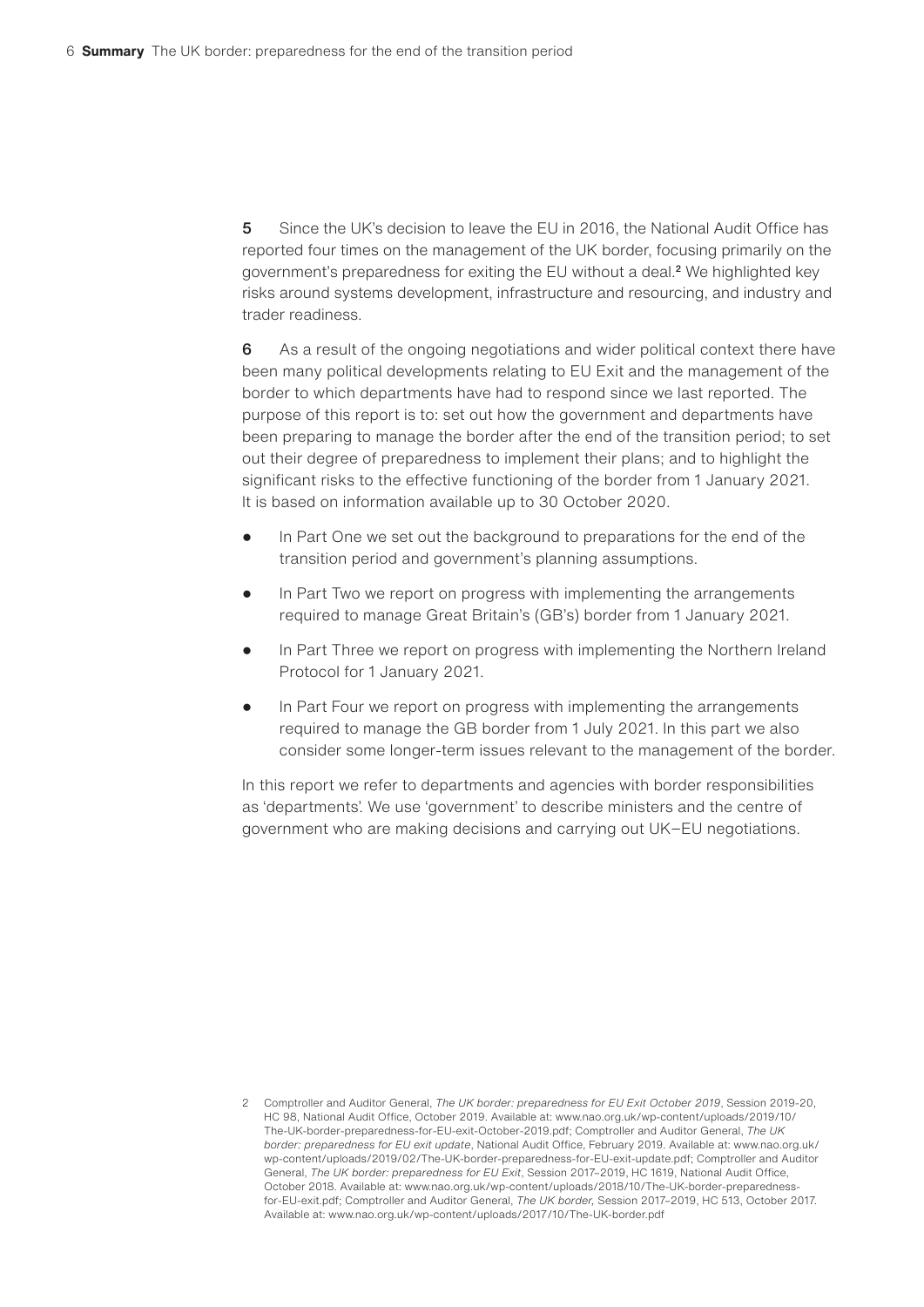5 Since the UK's decision to leave the EU in 2016, the National Audit Office has reported four times on the management of the UK border, focusing primarily on the government's preparedness for exiting the EU without a deal.[2] We highlighted key risks around systems development, infrastructure and resourcing, and industry and trader readiness.

6 As a result of the ongoing negotiations and wider political context there have been many political developments relating to EU Exit and the management of the border to which departments have had to respond since we last reported. The purpose of this report is to: set out how the government and departments have been preparing to manage the border after the end of the transition period; to set out their degree of preparedness to implement their plans; and to highlight the significant risks to the effective functioning of the border from 1 January 2021. It is based on information available up to 30 October 2020.

- In Part One we set out the background to preparations for the end of the transition period and government's planning assumptions.
- In Part Two we report on progress with implementing the arrangements required to manage Great Britain's (GB's) border from 1 January 2021.
- In Part Three we report on progress with implementing the Northern Ireland Protocol for 1 January 2021.
- In Part Four we report on progress with implementing the arrangements required to manage the GB border from 1 July 2021. In this part we also consider some longer-term issues relevant to the management of the border.

In this report we refer to departments and agencies with border responsibilities as 'departments'. We use 'government' to describe ministers and the centre of government who are making decisions and carrying out UK–EU negotiations.

2 Comptroller and Auditor General, *The UK border: preparedness for EU Exit October 2019*, Session 2019-20, HC 98, National Audit Office, October 2019. Available at: www.nao.org.uk/wp-content/uploads/2019/10/The-UK-border-preparedness-for-EU-exit-October-2019.pdf; Comptroller and Auditor General, *The UK border: preparedness for EU exit update*, National Audit Office, February 2019. Available at: www.nao.org.uk/wp-content/uploads/2019/02/The-UK-border-preparedness-for-EU-exit-update.pdf; Comptroller and Auditor General, *The UK border: preparedness for EU Exit*, Session 2017–2019, HC 1619, National Audit Office, October 2018. Available at: www.nao.org.uk/wp-content/uploads/2018/10/The-UK-border-preparedness-for-EU-exit.pdf; Comptroller and Auditor General, *The UK border*, Session 2017–2019, HC 513, October 2017. Available at: www.nao.org.uk/wp-content/uploads/2017/10/The-UK-border.pdf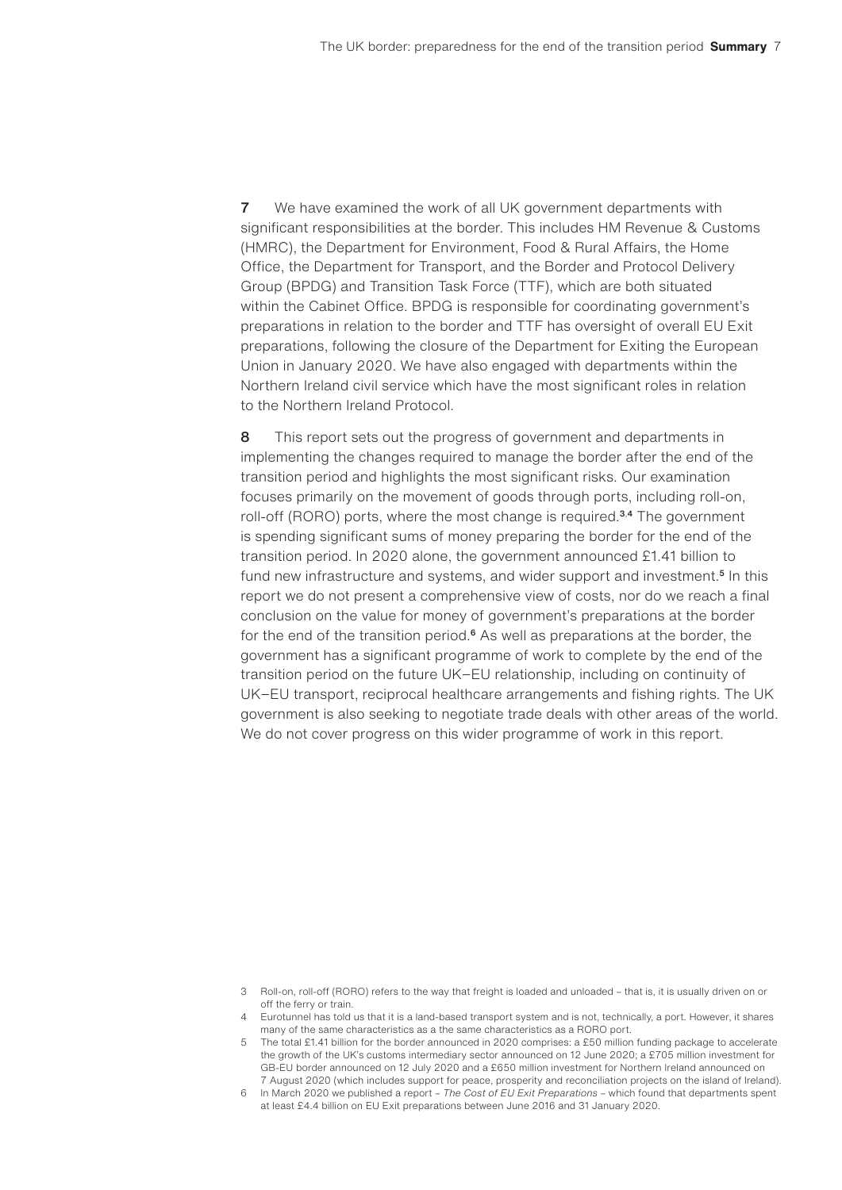**7** We have examined the work of all UK government departments with significant responsibilities at the border. This includes HM Revenue & Customs (HMRC), the Department for Environment, Food & Rural Affairs, the Home Office, the Department for Transport, and the Border and Protocol Delivery Group (BPDG) and Transition Task Force (TTF), which are both situated within the Cabinet Office. BPDG is responsible for coordinating government's preparations in relation to the border and TTF has oversight of overall EU Exit preparations, following the closure of the Department for Exiting the European Union in January 2020. We have also engaged with departments within the Northern Ireland civil service which have the most significant roles in relation to the Northern Ireland Protocol.

**8** This report sets out the progress of government and departments in implementing the changes required to manage the border after the end of the transition period and highlights the most significant risks. Our examination focuses primarily on the movement of goods through ports, including roll-on, roll-off (RORO) ports, where the most change is required.[3,4] The government is spending significant sums of money preparing the border for the end of the transition period. In 2020 alone, the government announced £1.41 billion to fund new infrastructure and systems, and wider support and investment.[5] In this report we do not present a comprehensive view of costs, nor do we reach a final conclusion on the value for money of government's preparations at the border for the end of the transition period.[6] As well as preparations at the border, the government has a significant programme of work to complete by the end of the transition period on the future UK–EU relationship, including on continuity of UK–EU transport, reciprocal healthcare arrangements and fishing rights. The UK government is also seeking to negotiate trade deals with other areas of the world. We do not cover progress on this wider programme of work in this report.

3 Roll-on, roll-off (RORO) refers to the way that freight is loaded and unloaded – that is, it is usually driven on or off the ferry or train.

4 Eurotunnel has told us that it is a land-based transport system and is not, technically, a port. However, it shares many of the same characteristics as a the same characteristics as a RORO port.

5 The total £1.41 billion for the border announced in 2020 comprises: a £50 million funding package to accelerate the growth of the UK's customs intermediary sector announced on 12 June 2020; a £705 million investment for GB-EU border announced on 12 July 2020 and a £650 million investment for Northern Ireland announced on 7 August 2020 (which includes support for peace, prosperity and reconciliation projects on the island of Ireland).

6 In March 2020 we published a report – *The Cost of EU Exit Preparations* – which found that departments spent at least £4.4 billion on EU Exit preparations between June 2016 and 31 January 2020.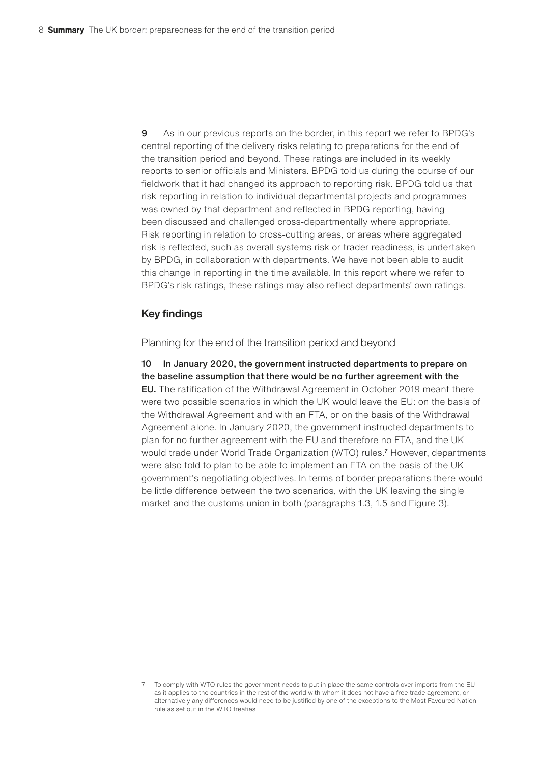9 As in our previous reports on the border, in this report we refer to BPDG's central reporting of the delivery risks relating to preparations for the end of the transition period and beyond. These ratings are included in its weekly reports to senior officials and Ministers. BPDG told us during the course of our fieldwork that it had changed its approach to reporting risk. BPDG told us that risk reporting in relation to individual departmental projects and programmes was owned by that department and reflected in BPDG reporting, having been discussed and challenged cross-departmentally where appropriate. Risk reporting in relation to cross-cutting areas, or areas where aggregated risk is reflected, such as overall systems risk or trader readiness, is undertaken by BPDG, in collaboration with departments. We have not been able to audit this change in reporting in the time available. In this report where we refer to BPDG's risk ratings, these ratings may also reflect departments' own ratings.

## Key findings

### Planning for the end of the transition period and beyond

10 **In January 2020, the government instructed departments to prepare on the baseline assumption that there would be no further agreement with the EU.** The ratification of the Withdrawal Agreement in October 2019 meant there were two possible scenarios in which the UK would leave the EU: on the basis of the Withdrawal Agreement and with an FTA, or on the basis of the Withdrawal Agreement alone. In January 2020, the government instructed departments to plan for no further agreement with the EU and therefore no FTA, and the UK would trade under World Trade Organization (WTO) rules.[7] However, departments were also told to plan to be able to implement an FTA on the basis of the UK government's negotiating objectives. In terms of border preparations there would be little difference between the two scenarios, with the UK leaving the single market and the customs union in both (paragraphs 1.3, 1.5 and Figure 3).

7 To comply with WTO rules the government needs to put in place the same controls over imports from the EU as it applies to the countries in the rest of the world with whom it does not have a free trade agreement, or alternatively any differences would need to be justified by one of the exceptions to the Most Favoured Nation rule as set out in the WTO treaties.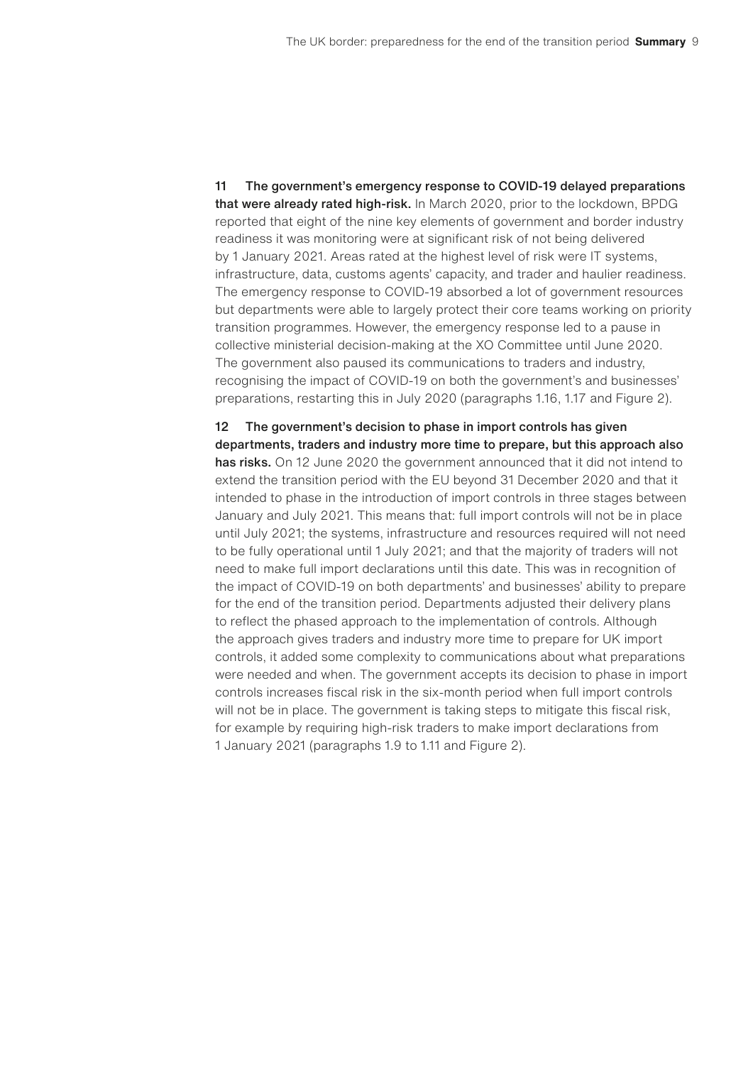**11 The government's emergency response to COVID-19 delayed preparations that were already rated high-risk.** In March 2020, prior to the lockdown, BPDG reported that eight of the nine key elements of government and border industry readiness it was monitoring were at significant risk of not being delivered by 1 January 2021. Areas rated at the highest level of risk were IT systems, infrastructure, data, customs agents' capacity, and trader and haulier readiness. The emergency response to COVID-19 absorbed a lot of government resources but departments were able to largely protect their core teams working on priority transition programmes. However, the emergency response led to a pause in collective ministerial decision-making at the XO Committee until June 2020. The government also paused its communications to traders and industry, recognising the impact of COVID-19 on both the government's and businesses' preparations, restarting this in July 2020 (paragraphs 1.16, 1.17 and Figure 2).

**12 The government's decision to phase in import controls has given departments, traders and industry more time to prepare, but this approach also has risks.** On 12 June 2020 the government announced that it did not intend to extend the transition period with the EU beyond 31 December 2020 and that it intended to phase in the introduction of import controls in three stages between January and July 2021. This means that: full import controls will not be in place until July 2021; the systems, infrastructure and resources required will not need to be fully operational until 1 July 2021; and that the majority of traders will not need to make full import declarations until this date. This was in recognition of the impact of COVID-19 on both departments' and businesses' ability to prepare for the end of the transition period. Departments adjusted their delivery plans to reflect the phased approach to the implementation of controls. Although the approach gives traders and industry more time to prepare for UK import controls, it added some complexity to communications about what preparations were needed and when. The government accepts its decision to phase in import controls increases fiscal risk in the six-month period when full import controls will not be in place. The government is taking steps to mitigate this fiscal risk, for example by requiring high-risk traders to make import declarations from 1 January 2021 (paragraphs 1.9 to 1.11 and Figure 2).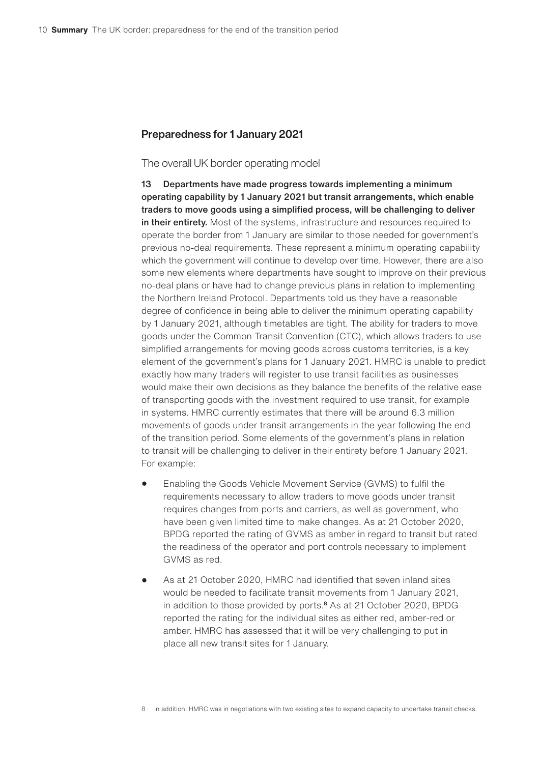## Preparedness for 1 January 2021

### The overall UK border operating model

13 **Departments have made progress towards implementing a minimum operating capability by 1 January 2021 but transit arrangements, which enable traders to move goods using a simplified process, will be challenging to deliver in their entirety.** Most of the systems, infrastructure and resources required to operate the border from 1 January are similar to those needed for government's previous no-deal requirements. These represent a minimum operating capability which the government will continue to develop over time. However, there are also some new elements where departments have sought to improve on their previous no-deal plans or have had to change previous plans in relation to implementing the Northern Ireland Protocol. Departments told us they have a reasonable degree of confidence in being able to deliver the minimum operating capability by 1 January 2021, although timetables are tight. The ability for traders to move goods under the Common Transit Convention (CTC), which allows traders to use simplified arrangements for moving goods across customs territories, is a key element of the government's plans for 1 January 2021. HMRC is unable to predict exactly how many traders will register to use transit facilities as businesses would make their own decisions as they balance the benefits of the relative ease of transporting goods with the investment required to use transit, for example in systems. HMRC currently estimates that there will be around 6.3 million movements of goods under transit arrangements in the year following the end of the transition period. Some elements of the government's plans in relation to transit will be challenging to deliver in their entirety before 1 January 2021. For example:

- Enabling the Goods Vehicle Movement Service (GVMS) to fulfil the requirements necessary to allow traders to move goods under transit requires changes from ports and carriers, as well as government, who have been given limited time to make changes. As at 21 October 2020, BPDG reported the rating of GVMS as amber in regard to transit but rated the readiness of the operator and port controls necessary to implement GVMS as red.
- As at 21 October 2020, HMRC had identified that seven inland sites would be needed to facilitate transit movements from 1 January 2021, in addition to those provided by ports.[8] As at 21 October 2020, BPDG reported the rating for the individual sites as either red, amber-red or amber. HMRC has assessed that it will be very challenging to put in place all new transit sites for 1 January.

8 In addition, HMRC was in negotiations with two existing sites to expand capacity to undertake transit checks.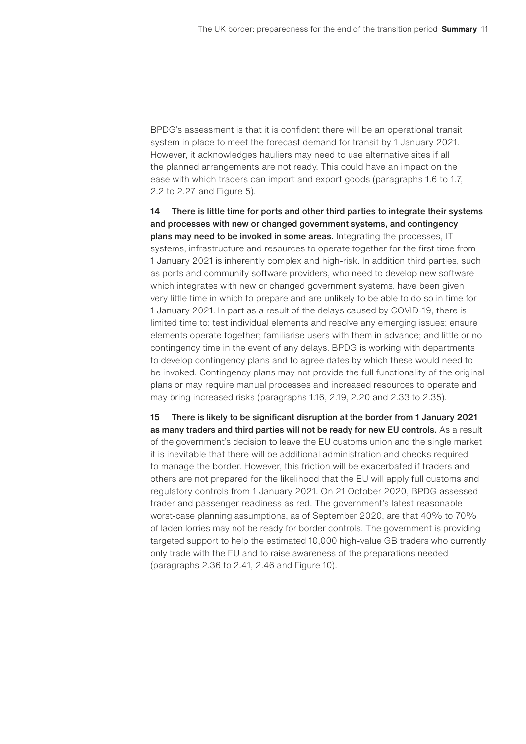BPDG's assessment is that it is confident there will be an operational transit system in place to meet the forecast demand for transit by 1 January 2021. However, it acknowledges hauliers may need to use alternative sites if all the planned arrangements are not ready. This could have an impact on the ease with which traders can import and export goods (paragraphs 1.6 to 1.7, 2.2 to 2.27 and Figure 5).

14 **There is little time for ports and other third parties to integrate their systems and processes with new or changed government systems, and contingency plans may need to be invoked in some areas.** Integrating the processes, IT systems, infrastructure and resources to operate together for the first time from 1 January 2021 is inherently complex and high-risk. In addition third parties, such as ports and community software providers, who need to develop new software which integrates with new or changed government systems, have been given very little time in which to prepare and are unlikely to be able to do so in time for 1 January 2021. In part as a result of the delays caused by COVID-19, there is limited time to: test individual elements and resolve any emerging issues; ensure elements operate together; familiarise users with them in advance; and little or no contingency time in the event of any delays. BPDG is working with departments to develop contingency plans and to agree dates by which these would need to be invoked. Contingency plans may not provide the full functionality of the original plans or may require manual processes and increased resources to operate and may bring increased risks (paragraphs 1.16, 2.19, 2.20 and 2.33 to 2.35).

15 **There is likely to be significant disruption at the border from 1 January 2021 as many traders and third parties will not be ready for new EU controls.** As a result of the government's decision to leave the EU customs union and the single market it is inevitable that there will be additional administration and checks required to manage the border. However, this friction will be exacerbated if traders and others are not prepared for the likelihood that the EU will apply full customs and regulatory controls from 1 January 2021. On 21 October 2020, BPDG assessed trader and passenger readiness as red. The government's latest reasonable worst-case planning assumptions, as of September 2020, are that 40% to 70% of laden lorries may not be ready for border controls. The government is providing targeted support to help the estimated 10,000 high-value GB traders who currently only trade with the EU and to raise awareness of the preparations needed (paragraphs 2.36 to 2.41, 2.46 and Figure 10).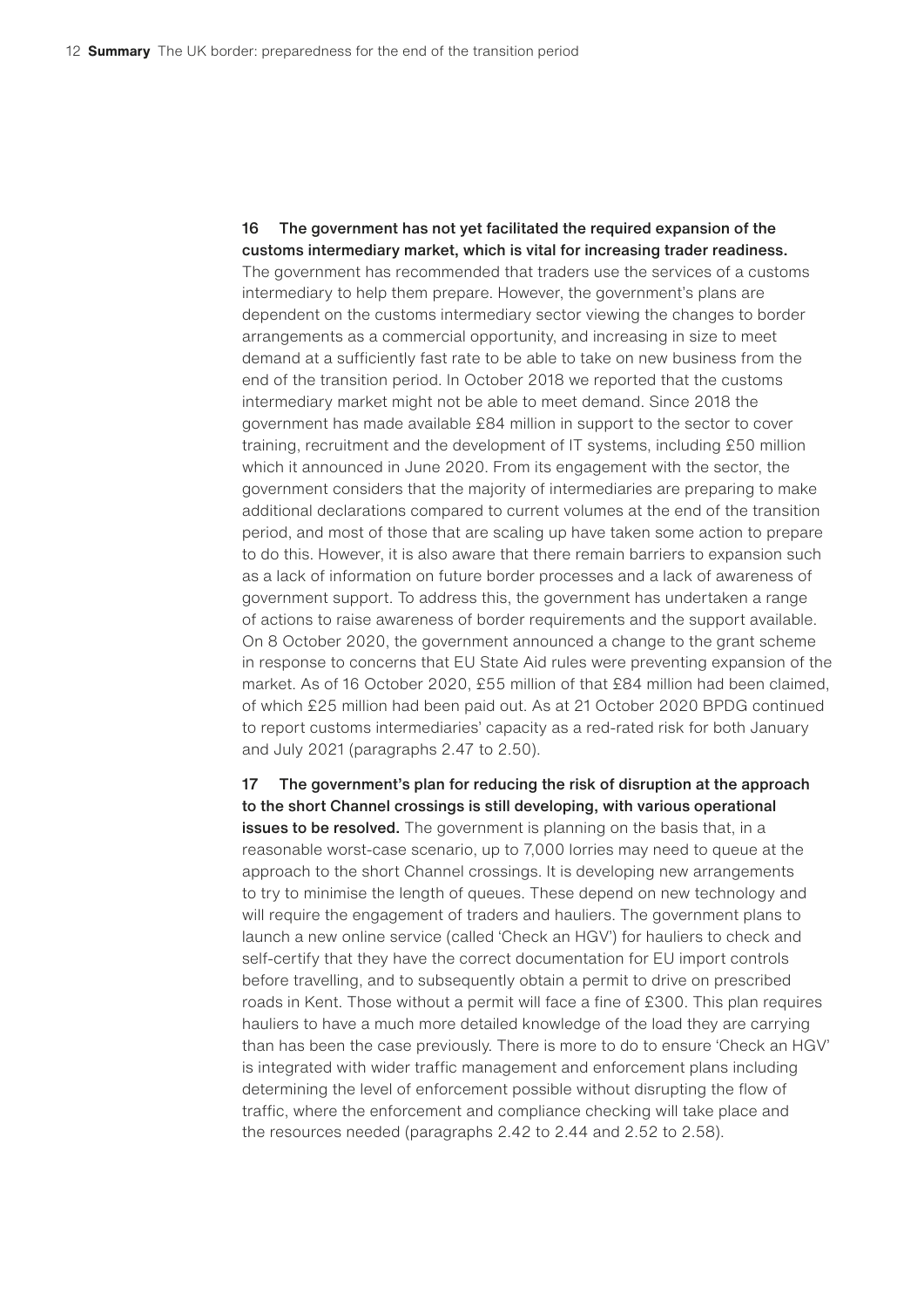**16 The government has not yet facilitated the required expansion of the customs intermediary market, which is vital for increasing trader readiness.** The government has recommended that traders use the services of a customs intermediary to help them prepare. However, the government's plans are dependent on the customs intermediary sector viewing the changes to border arrangements as a commercial opportunity, and increasing in size to meet demand at a sufficiently fast rate to be able to take on new business from the end of the transition period. In October 2018 we reported that the customs intermediary market might not be able to meet demand. Since 2018 the government has made available £84 million in support to the sector to cover training, recruitment and the development of IT systems, including £50 million which it announced in June 2020. From its engagement with the sector, the government considers that the majority of intermediaries are preparing to make additional declarations compared to current volumes at the end of the transition period, and most of those that are scaling up have taken some action to prepare to do this. However, it is also aware that there remain barriers to expansion such as a lack of information on future border processes and a lack of awareness of government support. To address this, the government has undertaken a range of actions to raise awareness of border requirements and the support available. On 8 October 2020, the government announced a change to the grant scheme in response to concerns that EU State Aid rules were preventing expansion of the market. As of 16 October 2020, £55 million of that £84 million had been claimed, of which £25 million had been paid out. As at 21 October 2020 BPDG continued to report customs intermediaries' capacity as a red-rated risk for both January and July 2021 (paragraphs 2.47 to 2.50).

**17 The government's plan for reducing the risk of disruption at the approach to the short Channel crossings is still developing, with various operational issues to be resolved.** The government is planning on the basis that, in a reasonable worst-case scenario, up to 7,000 lorries may need to queue at the approach to the short Channel crossings. It is developing new arrangements to try to minimise the length of queues. These depend on new technology and will require the engagement of traders and hauliers. The government plans to launch a new online service (called 'Check an HGV') for hauliers to check and self-certify that they have the correct documentation for EU import controls before travelling, and to subsequently obtain a permit to drive on prescribed roads in Kent. Those without a permit will face a fine of £300. This plan requires hauliers to have a much more detailed knowledge of the load they are carrying than has been the case previously. There is more to do to ensure 'Check an HGV' is integrated with wider traffic management and enforcement plans including determining the level of enforcement possible without disrupting the flow of traffic, where the enforcement and compliance checking will take place and the resources needed (paragraphs 2.42 to 2.44 and 2.52 to 2.58).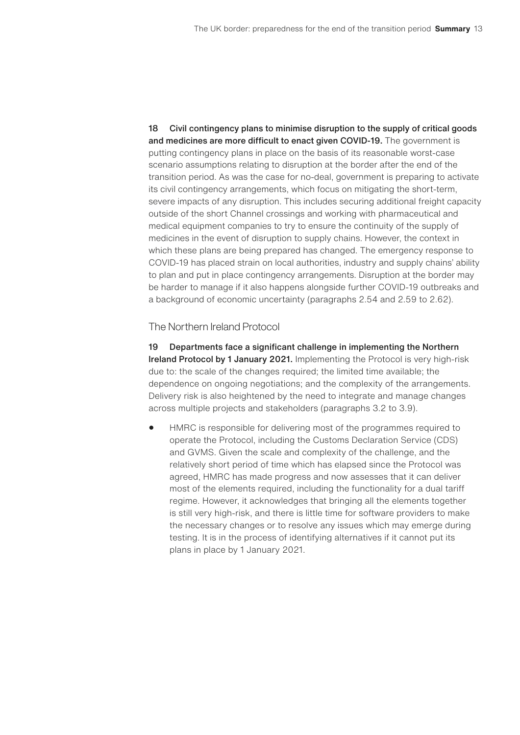**18 Civil contingency plans to minimise disruption to the supply of critical goods and medicines are more difficult to enact given COVID-19.** The government is putting contingency plans in place on the basis of its reasonable worst-case scenario assumptions relating to disruption at the border after the end of the transition period. As was the case for no-deal, government is preparing to activate its civil contingency arrangements, which focus on mitigating the short-term, severe impacts of any disruption. This includes securing additional freight capacity outside of the short Channel crossings and working with pharmaceutical and medical equipment companies to try to ensure the continuity of the supply of medicines in the event of disruption to supply chains. However, the context in which these plans are being prepared has changed. The emergency response to COVID-19 has placed strain on local authorities, industry and supply chains' ability to plan and put in place contingency arrangements. Disruption at the border may be harder to manage if it also happens alongside further COVID-19 outbreaks and a background of economic uncertainty (paragraphs 2.54 and 2.59 to 2.62).

## The Northern Ireland Protocol

**19 Departments face a significant challenge in implementing the Northern Ireland Protocol by 1 January 2021.** Implementing the Protocol is very high-risk due to: the scale of the changes required; the limited time available; the dependence on ongoing negotiations; and the complexity of the arrangements. Delivery risk is also heightened by the need to integrate and manage changes across multiple projects and stakeholders (paragraphs 3.2 to 3.9).

- HMRC is responsible for delivering most of the programmes required to operate the Protocol, including the Customs Declaration Service (CDS) and GVMS. Given the scale and complexity of the challenge, and the relatively short period of time which has elapsed since the Protocol was agreed, HMRC has made progress and now assesses that it can deliver most of the elements required, including the functionality for a dual tariff regime. However, it acknowledges that bringing all the elements together is still very high-risk, and there is little time for software providers to make the necessary changes or to resolve any issues which may emerge during testing. It is in the process of identifying alternatives if it cannot put its plans in place by 1 January 2021.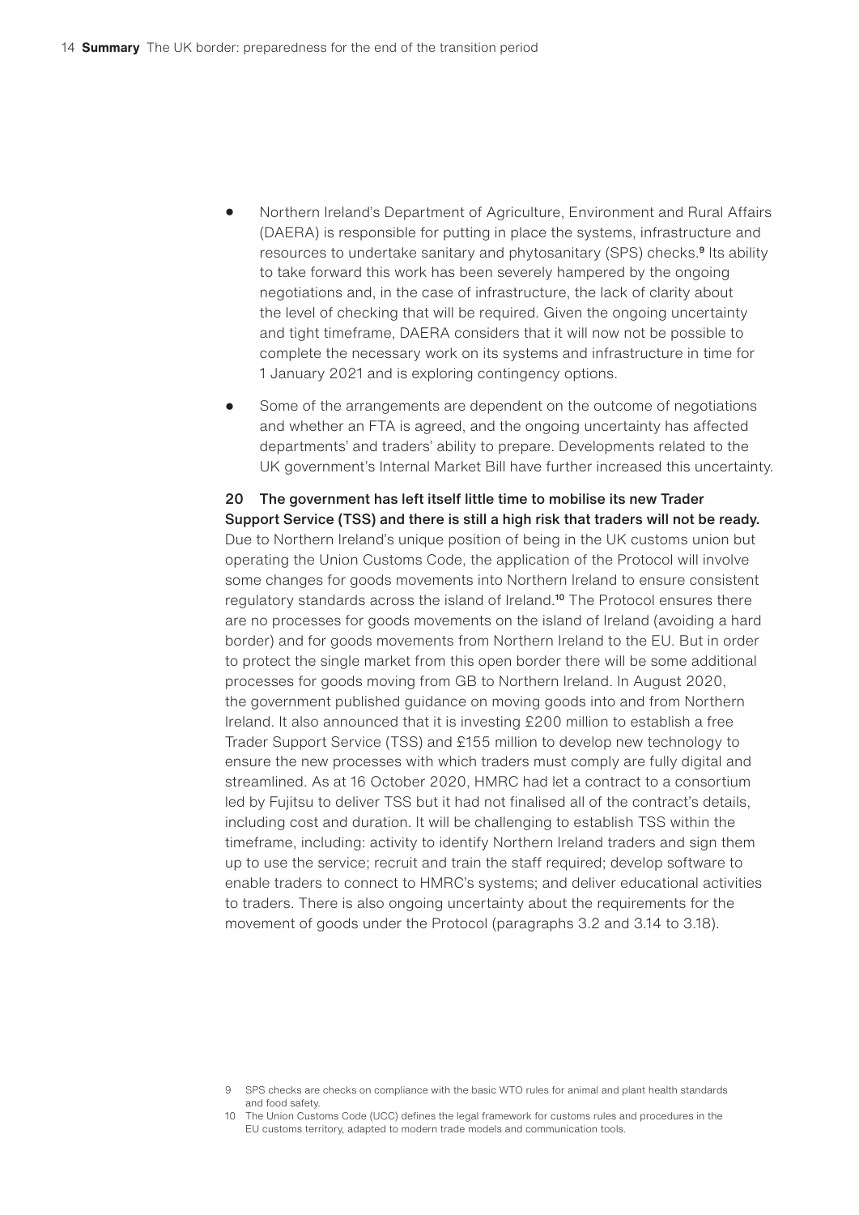- Northern Ireland's Department of Agriculture, Environment and Rural Affairs (DAERA) is responsible for putting in place the systems, infrastructure and resources to undertake sanitary and phytosanitary (SPS) checks.[9] Its ability to take forward this work has been severely hampered by the ongoing negotiations and, in the case of infrastructure, the lack of clarity about the level of checking that will be required. Given the ongoing uncertainty and tight timeframe, DAERA considers that it will now not be possible to complete the necessary work on its systems and infrastructure in time for 1 January 2021 and is exploring contingency options.
- Some of the arrangements are dependent on the outcome of negotiations and whether an FTA is agreed, and the ongoing uncertainty has affected departments' and traders' ability to prepare. Developments related to the UK government's Internal Market Bill have further increased this uncertainty.

**20 The government has left itself little time to mobilise its new Trader Support Service (TSS) and there is still a high risk that traders will not be ready.** Due to Northern Ireland's unique position of being in the UK customs union but operating the Union Customs Code, the application of the Protocol will involve some changes for goods movements into Northern Ireland to ensure consistent regulatory standards across the island of Ireland.[10] The Protocol ensures there are no processes for goods movements on the island of Ireland (avoiding a hard border) and for goods movements from Northern Ireland to the EU. But in order to protect the single market from this open border there will be some additional processes for goods moving from GB to Northern Ireland. In August 2020, the government published guidance on moving goods into and from Northern Ireland. It also announced that it is investing £200 million to establish a free Trader Support Service (TSS) and £155 million to develop new technology to ensure the new processes with which traders must comply are fully digital and streamlined. As at 16 October 2020, HMRC had let a contract to a consortium led by Fujitsu to deliver TSS but it had not finalised all of the contract's details, including cost and duration. It will be challenging to establish TSS within the timeframe, including: activity to identify Northern Ireland traders and sign them up to use the service; recruit and train the staff required; develop software to enable traders to connect to HMRC's systems; and deliver educational activities to traders. There is also ongoing uncertainty about the requirements for the movement of goods under the Protocol (paragraphs 3.2 and 3.14 to 3.18).

9 SPS checks are checks on compliance with the basic WTO rules for animal and plant health standards and food safety.

10 The Union Customs Code (UCC) defines the legal framework for customs rules and procedures in the EU customs territory, adapted to modern trade models and communication tools.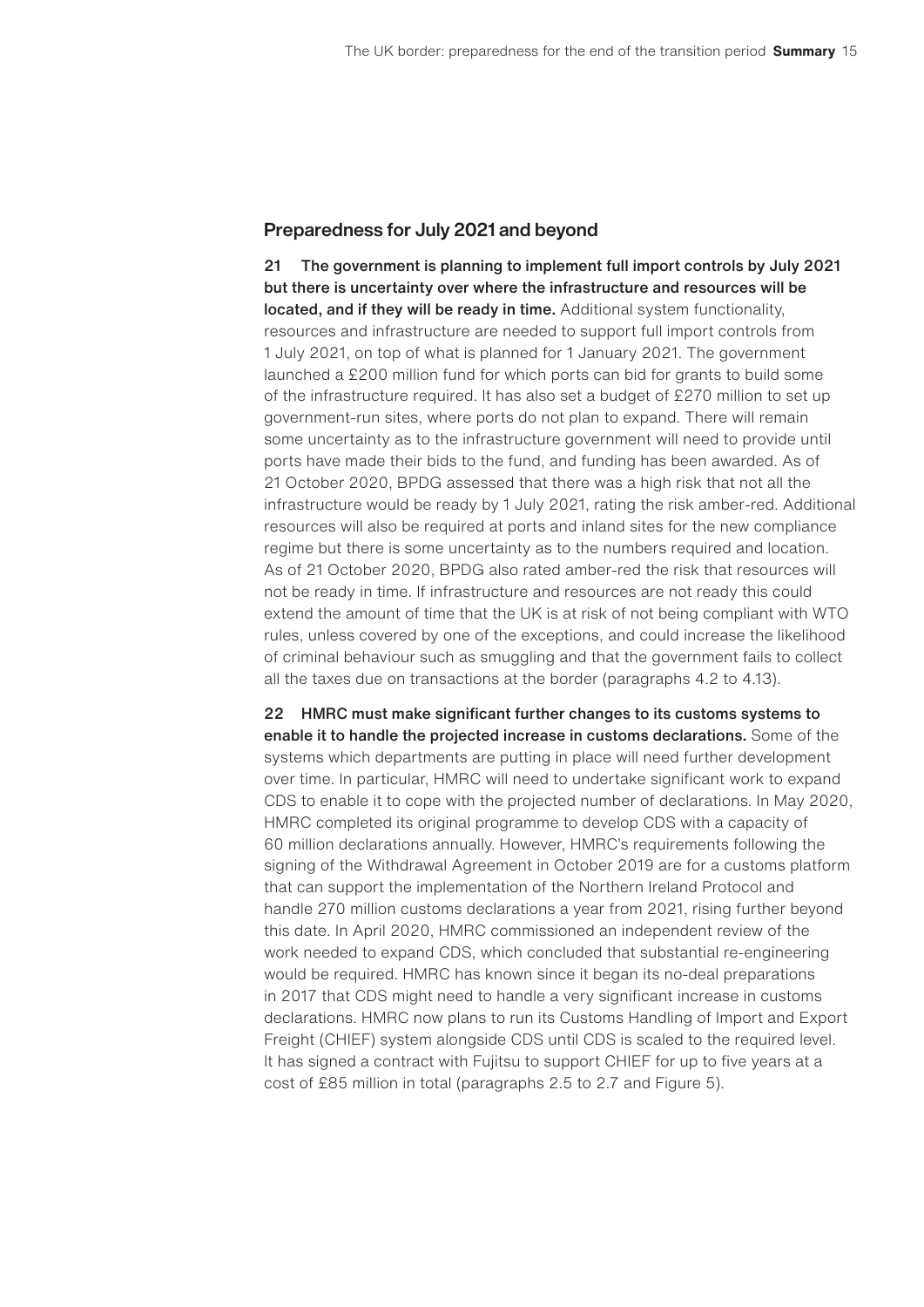## Preparedness for July 2021 and beyond

**21 The government is planning to implement full import controls by July 2021 but there is uncertainty over where the infrastructure and resources will be located, and if they will be ready in time.** Additional system functionality, resources and infrastructure are needed to support full import controls from 1 July 2021, on top of what is planned for 1 January 2021. The government launched a £200 million fund for which ports can bid for grants to build some of the infrastructure required. It has also set a budget of £270 million to set up government-run sites, where ports do not plan to expand. There will remain some uncertainty as to the infrastructure government will need to provide until ports have made their bids to the fund, and funding has been awarded. As of 21 October 2020, BPDG assessed that there was a high risk that not all the infrastructure would be ready by 1 July 2021, rating the risk amber-red. Additional resources will also be required at ports and inland sites for the new compliance regime but there is some uncertainty as to the numbers required and location. As of 21 October 2020, BPDG also rated amber-red the risk that resources will not be ready in time. If infrastructure and resources are not ready this could extend the amount of time that the UK is at risk of not being compliant with WTO rules, unless covered by one of the exceptions, and could increase the likelihood of criminal behaviour such as smuggling and that the government fails to collect all the taxes due on transactions at the border (paragraphs 4.2 to 4.13).

**22 HMRC must make significant further changes to its customs systems to enable it to handle the projected increase in customs declarations.** Some of the systems which departments are putting in place will need further development over time. In particular, HMRC will need to undertake significant work to expand CDS to enable it to cope with the projected number of declarations. In May 2020, HMRC completed its original programme to develop CDS with a capacity of 60 million declarations annually. However, HMRC's requirements following the signing of the Withdrawal Agreement in October 2019 are for a customs platform that can support the implementation of the Northern Ireland Protocol and handle 270 million customs declarations a year from 2021, rising further beyond this date. In April 2020, HMRC commissioned an independent review of the work needed to expand CDS, which concluded that substantial re-engineering would be required. HMRC has known since it began its no-deal preparations in 2017 that CDS might need to handle a very significant increase in customs declarations. HMRC now plans to run its Customs Handling of Import and Export Freight (CHIEF) system alongside CDS until CDS is scaled to the required level. It has signed a contract with Fujitsu to support CHIEF for up to five years at a cost of £85 million in total (paragraphs 2.5 to 2.7 and Figure 5).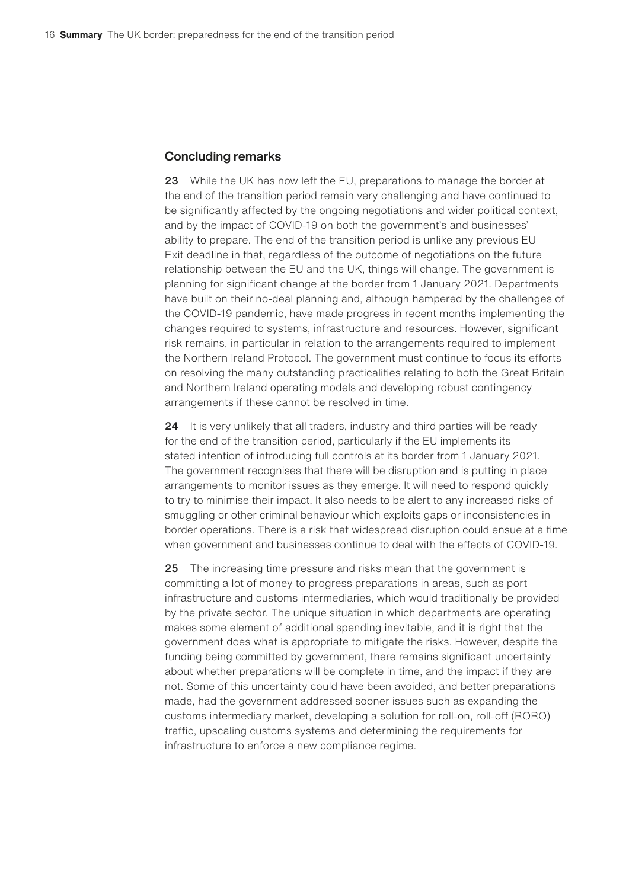## Concluding remarks

**23** While the UK has now left the EU, preparations to manage the border at the end of the transition period remain very challenging and have continued to be significantly affected by the ongoing negotiations and wider political context, and by the impact of COVID-19 on both the government's and businesses' ability to prepare. The end of the transition period is unlike any previous EU Exit deadline in that, regardless of the outcome of negotiations on the future relationship between the EU and the UK, things will change. The government is planning for significant change at the border from 1 January 2021. Departments have built on their no-deal planning and, although hampered by the challenges of the COVID-19 pandemic, have made progress in recent months implementing the changes required to systems, infrastructure and resources. However, significant risk remains, in particular in relation to the arrangements required to implement the Northern Ireland Protocol. The government must continue to focus its efforts on resolving the many outstanding practicalities relating to both the Great Britain and Northern Ireland operating models and developing robust contingency arrangements if these cannot be resolved in time.

**24** It is very unlikely that all traders, industry and third parties will be ready for the end of the transition period, particularly if the EU implements its stated intention of introducing full controls at its border from 1 January 2021. The government recognises that there will be disruption and is putting in place arrangements to monitor issues as they emerge. It will need to respond quickly to try to minimise their impact. It also needs to be alert to any increased risks of smuggling or other criminal behaviour which exploits gaps or inconsistencies in border operations. There is a risk that widespread disruption could ensue at a time when government and businesses continue to deal with the effects of COVID-19.

**25** The increasing time pressure and risks mean that the government is committing a lot of money to progress preparations in areas, such as port infrastructure and customs intermediaries, which would traditionally be provided by the private sector. The unique situation in which departments are operating makes some element of additional spending inevitable, and it is right that the government does what is appropriate to mitigate the risks. However, despite the funding being committed by government, there remains significant uncertainty about whether preparations will be complete in time, and the impact if they are not. Some of this uncertainty could have been avoided, and better preparations made, had the government addressed sooner issues such as expanding the customs intermediary market, developing a solution for roll-on, roll-off (RORO) traffic, upscaling customs systems and determining the requirements for infrastructure to enforce a new compliance regime.